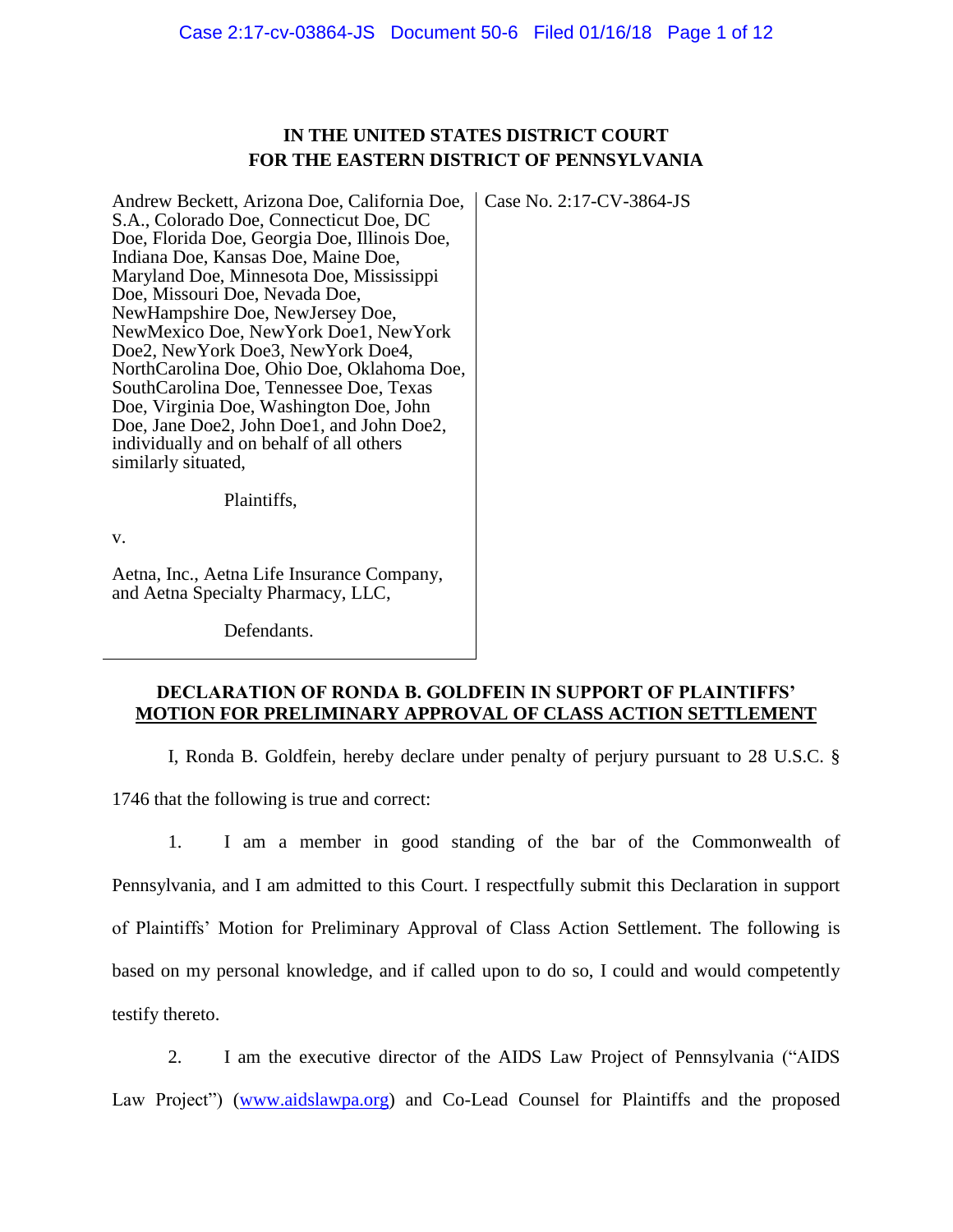# IN THE UNITED STATES DISTRICT COURT FOR THE EASTERN DISTRICT OF PENNSYLVANIA

| | |
|---|---|
| Andrew Beckett, Arizona Doe, California Doe, S.A., Colorado Doe, Connecticut Doe, DC Doe, Florida Doe, Georgia Doe, Illinois Doe, Indiana Doe, Kansas Doe, Maine Doe, Maryland Doe, Minnesota Doe, Mississippi Doe, Missouri Doe, Nevada Doe, NewHampshire Doe, NewJersey Doe, NewMexico Doe, NewYork Doe1, NewYork Doe2, NewYork Doe3, NewYork Doe4, NorthCarolina Doe, Ohio Doe, Oklahoma Doe, SouthCarolina Doe, Tennessee Doe, Texas Doe, Virginia Doe, Washington Doe, John Doe, Jane Doe2, John Doe1, and John Doe2, individually and on behalf of all others similarly situated,<br><br>Plaintiffs,<br><br>v.<br><br>Aetna, Inc., Aetna Life Insurance Company, and Aetna Specialty Pharmacy, LLC,<br><br>Defendants. | Case No. 2:17-CV-3864-JS |

## DECLARATION OF RONDA B. GOLDFEIN IN SUPPORT OF PLAINTIFFS' MOTION FOR PRELIMINARY APPROVAL OF CLASS ACTION SETTLEMENT

I, Ronda B. Goldfein, hereby declare under penalty of perjury pursuant to 28 U.S.C. § 1746 that the following is true and correct:

1. I am a member in good standing of the bar of the Commonwealth of Pennsylvania, and I am admitted to this Court. I respectfully submit this Declaration in support of Plaintiffs' Motion for Preliminary Approval of Class Action Settlement. The following is based on my personal knowledge, and if called upon to do so, I could and would competently testify thereto.

2. I am the executive director of the AIDS Law Project of Pennsylvania ("AIDS Law Project") (www.aidslawpa.org) and Co-Lead Counsel for Plaintiffs and the proposed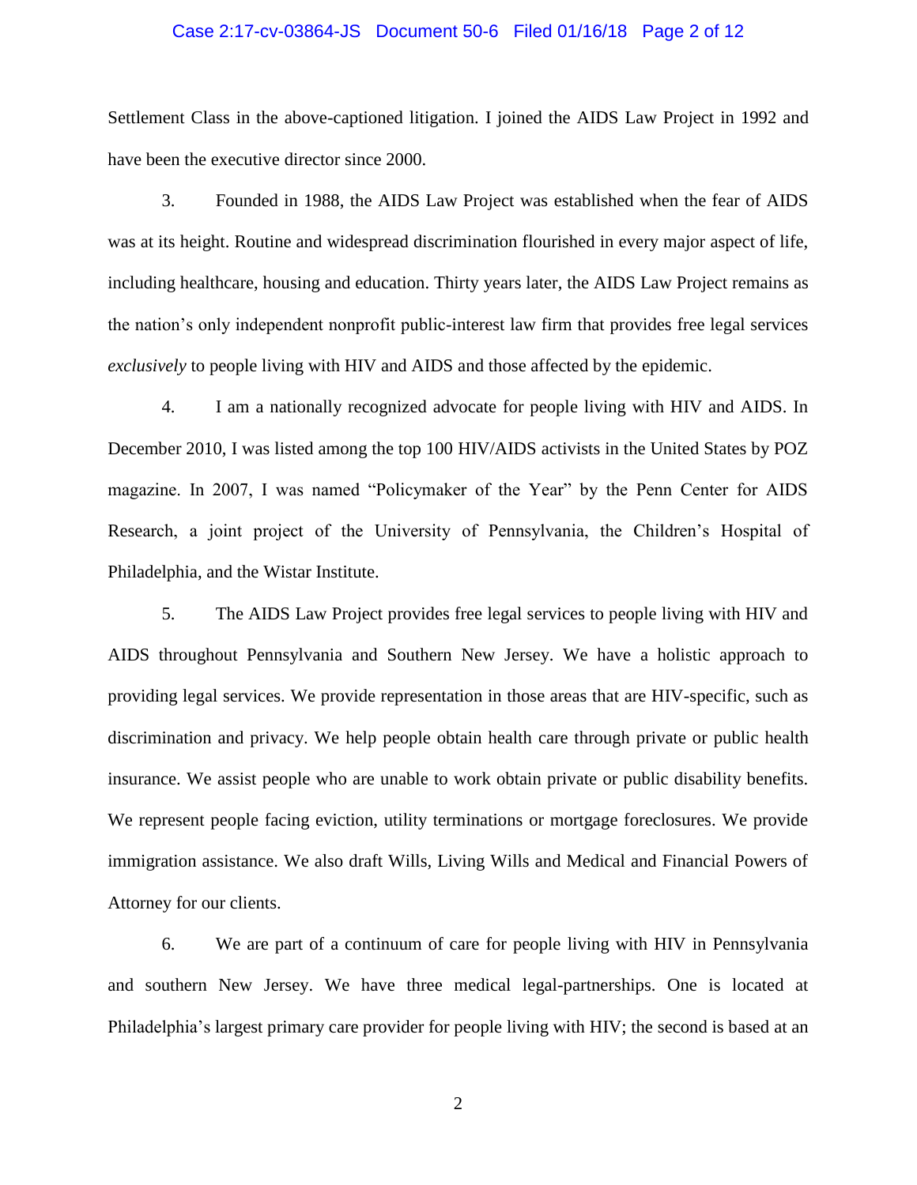Settlement Class in the above-captioned litigation. I joined the AIDS Law Project in 1992 and have been the executive director since 2000.

3. Founded in 1988, the AIDS Law Project was established when the fear of AIDS was at its height. Routine and widespread discrimination flourished in every major aspect of life, including healthcare, housing and education. Thirty years later, the AIDS Law Project remains as the nation's only independent nonprofit public-interest law firm that provides free legal services *exclusively* to people living with HIV and AIDS and those affected by the epidemic.

4. I am a nationally recognized advocate for people living with HIV and AIDS. In December 2010, I was listed among the top 100 HIV/AIDS activists in the United States by POZ magazine. In 2007, I was named "Policymaker of the Year" by the Penn Center for AIDS Research, a joint project of the University of Pennsylvania, the Children's Hospital of Philadelphia, and the Wistar Institute.

5. The AIDS Law Project provides free legal services to people living with HIV and AIDS throughout Pennsylvania and Southern New Jersey. We have a holistic approach to providing legal services. We provide representation in those areas that are HIV-specific, such as discrimination and privacy. We help people obtain health care through private or public health insurance. We assist people who are unable to work obtain private or public disability benefits. We represent people facing eviction, utility terminations or mortgage foreclosures. We provide immigration assistance. We also draft Wills, Living Wills and Medical and Financial Powers of Attorney for our clients.

6. We are part of a continuum of care for people living with HIV in Pennsylvania and southern New Jersey. We have three medical legal-partnerships. One is located at Philadelphia's largest primary care provider for people living with HIV; the second is based at an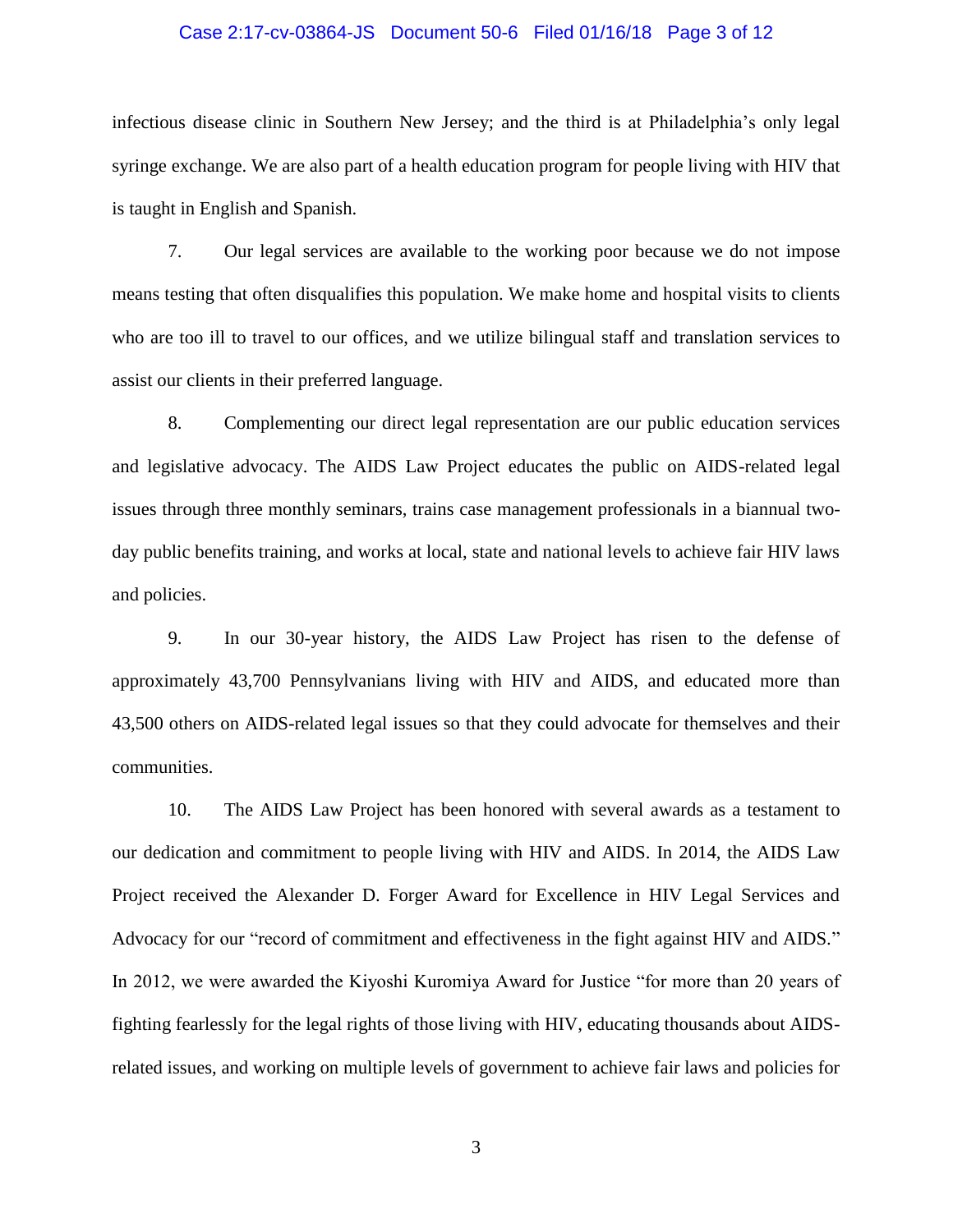infectious disease clinic in Southern New Jersey; and the third is at Philadelphia's only legal syringe exchange. We are also part of a health education program for people living with HIV that is taught in English and Spanish.

7. Our legal services are available to the working poor because we do not impose means testing that often disqualifies this population. We make home and hospital visits to clients who are too ill to travel to our offices, and we utilize bilingual staff and translation services to assist our clients in their preferred language.

8. Complementing our direct legal representation are our public education services and legislative advocacy. The AIDS Law Project educates the public on AIDS-related legal issues through three monthly seminars, trains case management professionals in a biannual two-day public benefits training, and works at local, state and national levels to achieve fair HIV laws and policies.

9. In our 30-year history, the AIDS Law Project has risen to the defense of approximately 43,700 Pennsylvanians living with HIV and AIDS, and educated more than 43,500 others on AIDS-related legal issues so that they could advocate for themselves and their communities.

10. The AIDS Law Project has been honored with several awards as a testament to our dedication and commitment to people living with HIV and AIDS. In 2014, the AIDS Law Project received the Alexander D. Forger Award for Excellence in HIV Legal Services and Advocacy for our "record of commitment and effectiveness in the fight against HIV and AIDS." In 2012, we were awarded the Kiyoshi Kuromiya Award for Justice "for more than 20 years of fighting fearlessly for the legal rights of those living with HIV, educating thousands about AIDS-related issues, and working on multiple levels of government to achieve fair laws and policies for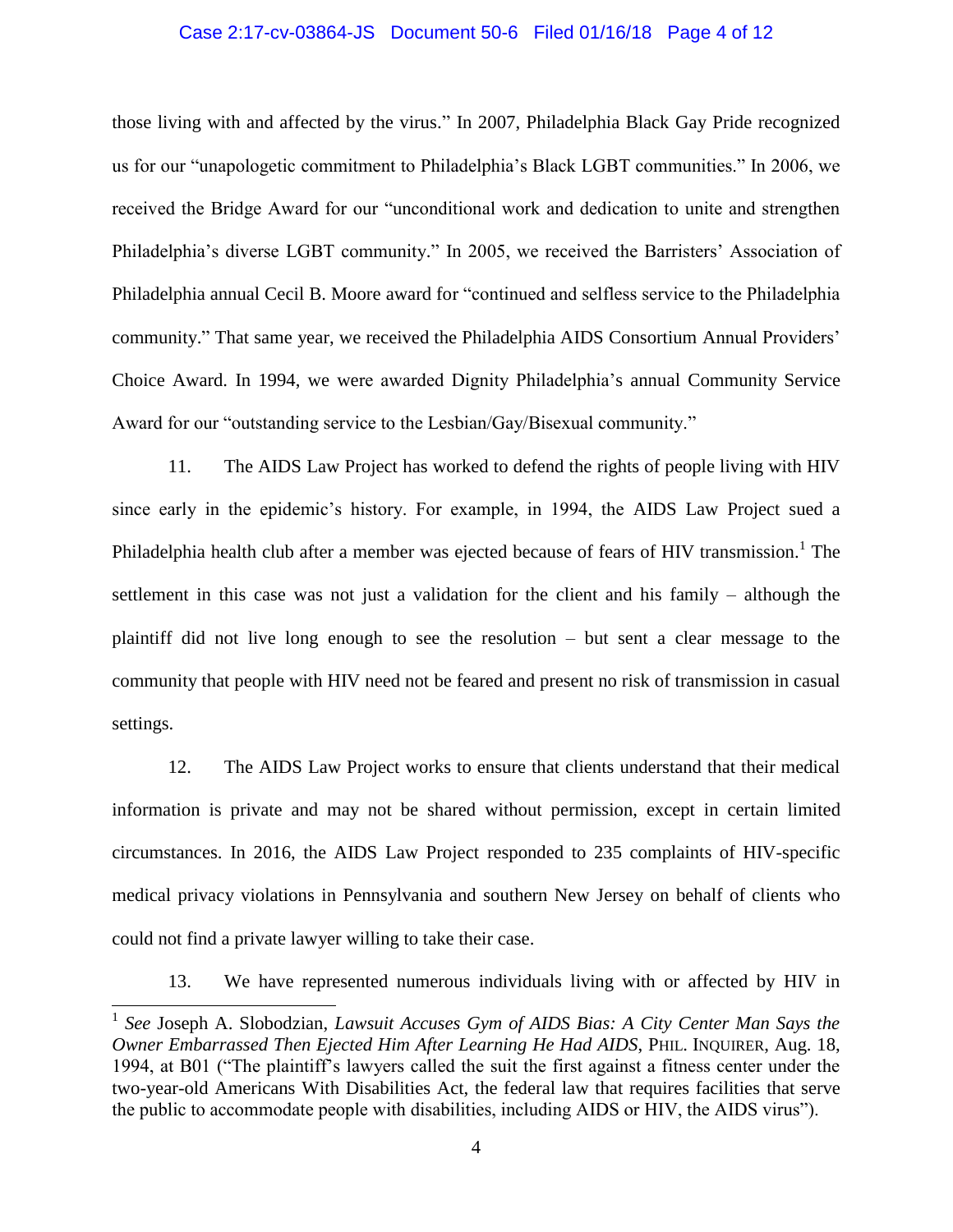those living with and affected by the virus." In 2007, Philadelphia Black Gay Pride recognized us for our "unapologetic commitment to Philadelphia's Black LGBT communities." In 2006, we received the Bridge Award for our "unconditional work and dedication to unite and strengthen Philadelphia's diverse LGBT community." In 2005, we received the Barristers' Association of Philadelphia annual Cecil B. Moore award for "continued and selfless service to the Philadelphia community." That same year, we received the Philadelphia AIDS Consortium Annual Providers' Choice Award. In 1994, we were awarded Dignity Philadelphia's annual Community Service Award for our "outstanding service to the Lesbian/Gay/Bisexual community."

11. The AIDS Law Project has worked to defend the rights of people living with HIV since early in the epidemic's history. For example, in 1994, the AIDS Law Project sued a Philadelphia health club after a member was ejected because of fears of HIV transmission.[1] The settlement in this case was not just a validation for the client and his family – although the plaintiff did not live long enough to see the resolution – but sent a clear message to the community that people with HIV need not be feared and present no risk of transmission in casual settings.

12. The AIDS Law Project works to ensure that clients understand that their medical information is private and may not be shared without permission, except in certain limited circumstances. In 2016, the AIDS Law Project responded to 235 complaints of HIV-specific medical privacy violations in Pennsylvania and southern New Jersey on behalf of clients who could not find a private lawyer willing to take their case.

13. We have represented numerous individuals living with or affected by HIV in

---

[1] *See* Joseph A. Slobodzian, *Lawsuit Accuses Gym of AIDS Bias: A City Center Man Says the Owner Embarrassed Then Ejected Him After Learning He Had AIDS*, PHIL. INQUIRER, Aug. 18, 1994, at B01 ("The plaintiff's lawyers called the suit the first against a fitness center under the two-year-old Americans With Disabilities Act, the federal law that requires facilities that serve the public to accommodate people with disabilities, including AIDS or HIV, the AIDS virus").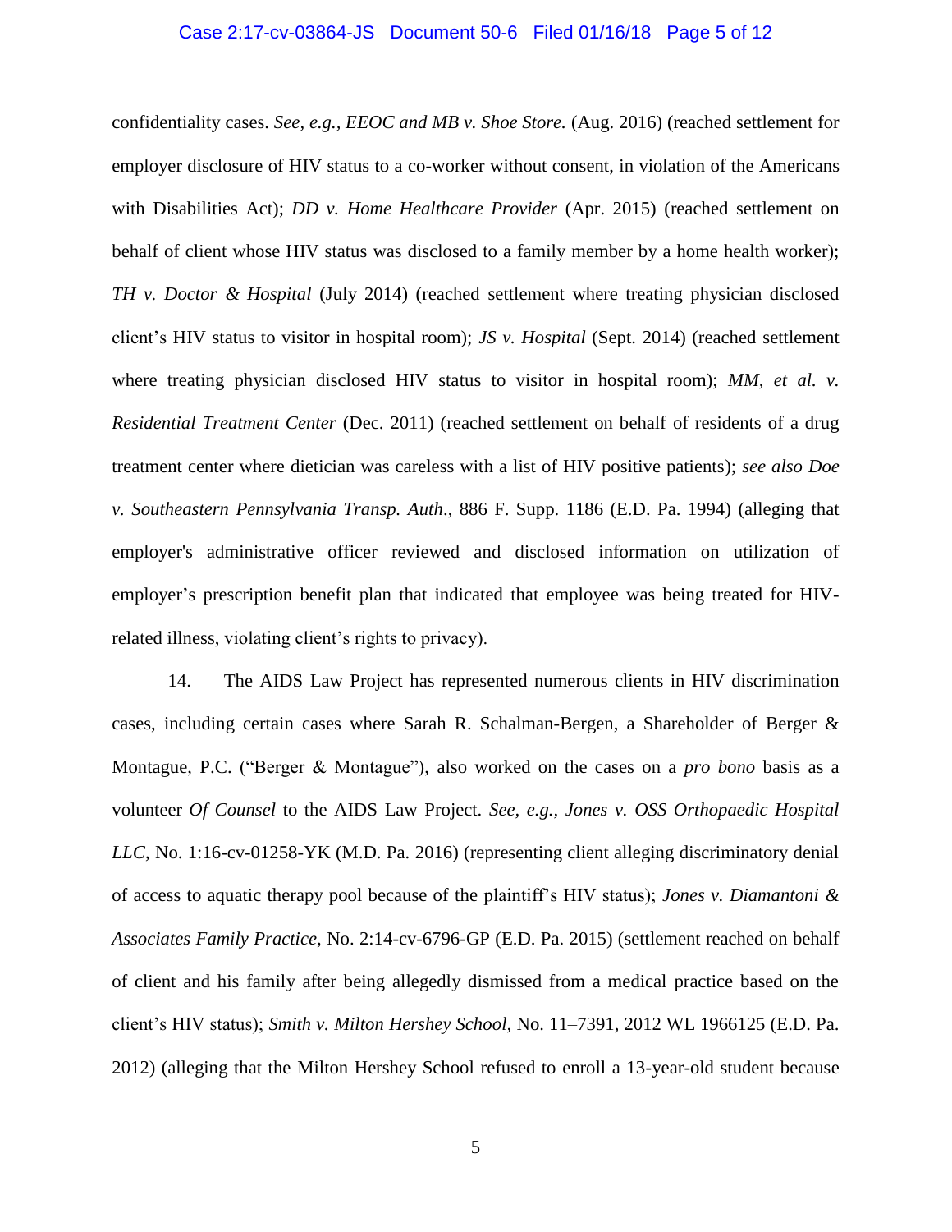confidentiality cases. *See, e.g.*, *EEOC and MB v. Shoe Store.* (Aug. 2016) (reached settlement for employer disclosure of HIV status to a co-worker without consent, in violation of the Americans with Disabilities Act); *DD v. Home Healthcare Provider* (Apr. 2015) (reached settlement on behalf of client whose HIV status was disclosed to a family member by a home health worker); *TH v. Doctor & Hospital* (July 2014) (reached settlement where treating physician disclosed client's HIV status to visitor in hospital room); *JS v. Hospital* (Sept. 2014) (reached settlement where treating physician disclosed HIV status to visitor in hospital room); *MM, et al. v. Residential Treatment Center* (Dec. 2011) (reached settlement on behalf of residents of a drug treatment center where dietician was careless with a list of HIV positive patients); *see also Doe v. Southeastern Pennsylvania Transp. Auth*., 886 F. Supp. 1186 (E.D. Pa. 1994) (alleging that employer's administrative officer reviewed and disclosed information on utilization of employer's prescription benefit plan that indicated that employee was being treated for HIV-related illness, violating client's rights to privacy).

14. The AIDS Law Project has represented numerous clients in HIV discrimination cases, including certain cases where Sarah R. Schalman-Bergen, a Shareholder of Berger & Montague, P.C. ("Berger & Montague"), also worked on the cases on a *pro bono* basis as a volunteer *Of Counsel* to the AIDS Law Project. *See, e.g.*, *Jones v. OSS Orthopaedic Hospital LLC*, No. 1:16-cv-01258-YK (M.D. Pa. 2016) (representing client alleging discriminatory denial of access to aquatic therapy pool because of the plaintiff's HIV status); *Jones v. Diamantoni & Associates Family Practice*, No. 2:14-cv-6796-GP (E.D. Pa. 2015) (settlement reached on behalf of client and his family after being allegedly dismissed from a medical practice based on the client's HIV status); *Smith v. Milton Hershey School*, No. 11–7391, 2012 WL 1966125 (E.D. Pa. 2012) (alleging that the Milton Hershey School refused to enroll a 13-year-old student because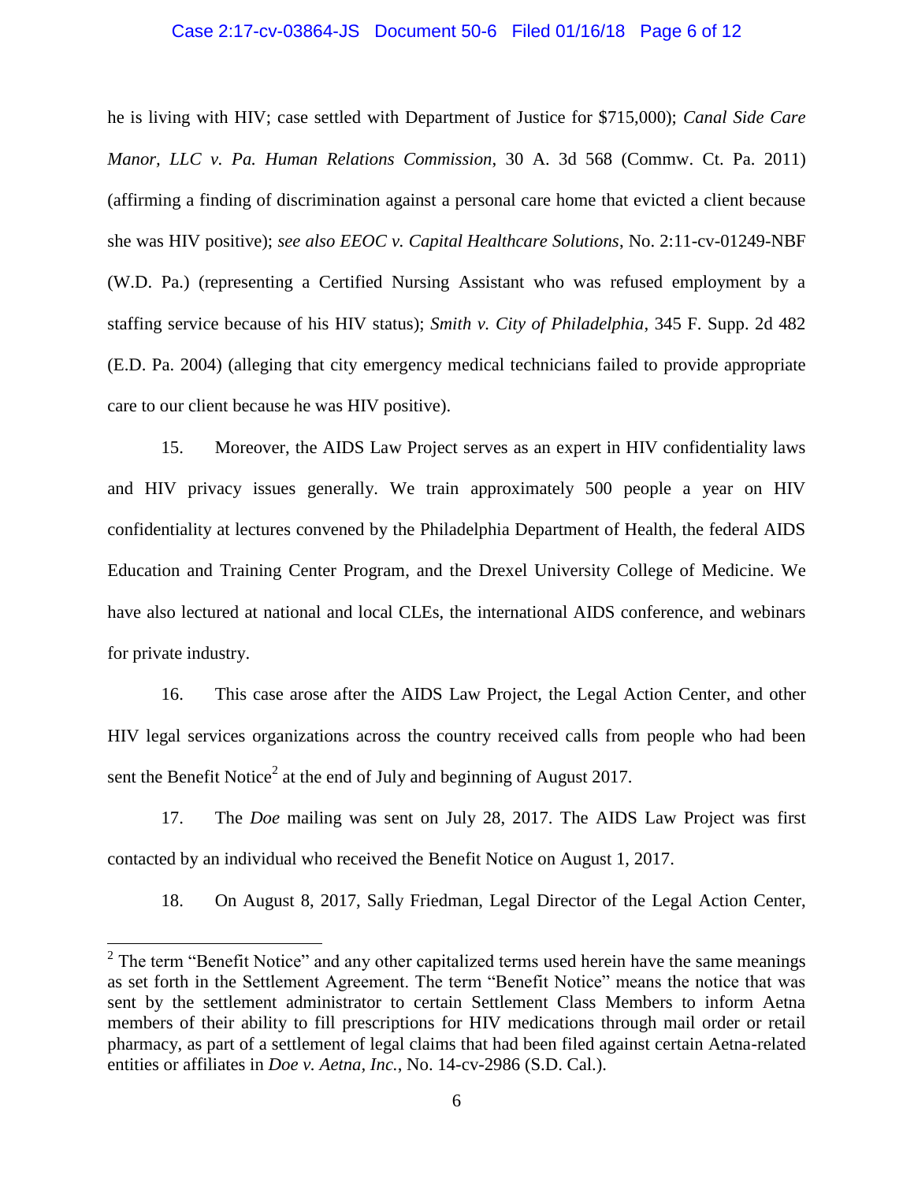he is living with HIV; case settled with Department of Justice for $715,000); *Canal Side Care Manor, LLC v. Pa. Human Relations Commission*, 30 A. 3d 568 (Commw. Ct. Pa. 2011) (affirming a finding of discrimination against a personal care home that evicted a client because she was HIV positive); *see also EEOC v. Capital Healthcare Solutions*, No. 2:11-cv-01249-NBF (W.D. Pa.) (representing a Certified Nursing Assistant who was refused employment by a staffing service because of his HIV status); *Smith v. City of Philadelphia*, 345 F. Supp. 2d 482 (E.D. Pa. 2004) (alleging that city emergency medical technicians failed to provide appropriate care to our client because he was HIV positive).

15. Moreover, the AIDS Law Project serves as an expert in HIV confidentiality laws and HIV privacy issues generally. We train approximately 500 people a year on HIV confidentiality at lectures convened by the Philadelphia Department of Health, the federal AIDS Education and Training Center Program, and the Drexel University College of Medicine. We have also lectured at national and local CLEs, the international AIDS conference, and webinars for private industry.

16. This case arose after the AIDS Law Project, the Legal Action Center, and other HIV legal services organizations across the country received calls from people who had been sent the Benefit Notice[2] at the end of July and beginning of August 2017.

17. The *Doe* mailing was sent on July 28, 2017. The AIDS Law Project was first contacted by an individual who received the Benefit Notice on August 1, 2017.

18. On August 8, 2017, Sally Friedman, Legal Director of the Legal Action Center,

---

[2] The term "Benefit Notice" and any other capitalized terms used herein have the same meanings as set forth in the Settlement Agreement. The term "Benefit Notice" means the notice that was sent by the settlement administrator to certain Settlement Class Members to inform Aetna members of their ability to fill prescriptions for HIV medications through mail order or retail pharmacy, as part of a settlement of legal claims that had been filed against certain Aetna-related entities or affiliates in *Doe v. Aetna, Inc.*, No. 14-cv-2986 (S.D. Cal.).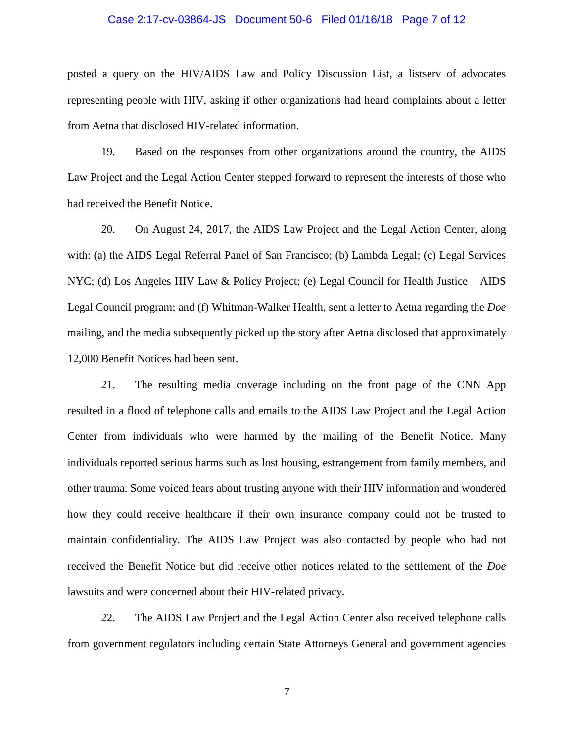posted a query on the HIV/AIDS Law and Policy Discussion List, a listserv of advocates representing people with HIV, asking if other organizations had heard complaints about a letter from Aetna that disclosed HIV-related information.

19. Based on the responses from other organizations around the country, the AIDS Law Project and the Legal Action Center stepped forward to represent the interests of those who had received the Benefit Notice.

20. On August 24, 2017, the AIDS Law Project and the Legal Action Center, along with: (a) the AIDS Legal Referral Panel of San Francisco; (b) Lambda Legal; (c) Legal Services NYC; (d) Los Angeles HIV Law & Policy Project; (e) Legal Council for Health Justice – AIDS Legal Council program; and (f) Whitman-Walker Health, sent a letter to Aetna regarding the *Doe* mailing, and the media subsequently picked up the story after Aetna disclosed that approximately 12,000 Benefit Notices had been sent.

21. The resulting media coverage including on the front page of the CNN App resulted in a flood of telephone calls and emails to the AIDS Law Project and the Legal Action Center from individuals who were harmed by the mailing of the Benefit Notice. Many individuals reported serious harms such as lost housing, estrangement from family members, and other trauma. Some voiced fears about trusting anyone with their HIV information and wondered how they could receive healthcare if their own insurance company could not be trusted to maintain confidentiality. The AIDS Law Project was also contacted by people who had not received the Benefit Notice but did receive other notices related to the settlement of the *Doe* lawsuits and were concerned about their HIV-related privacy.

22. The AIDS Law Project and the Legal Action Center also received telephone calls from government regulators including certain State Attorneys General and government agencies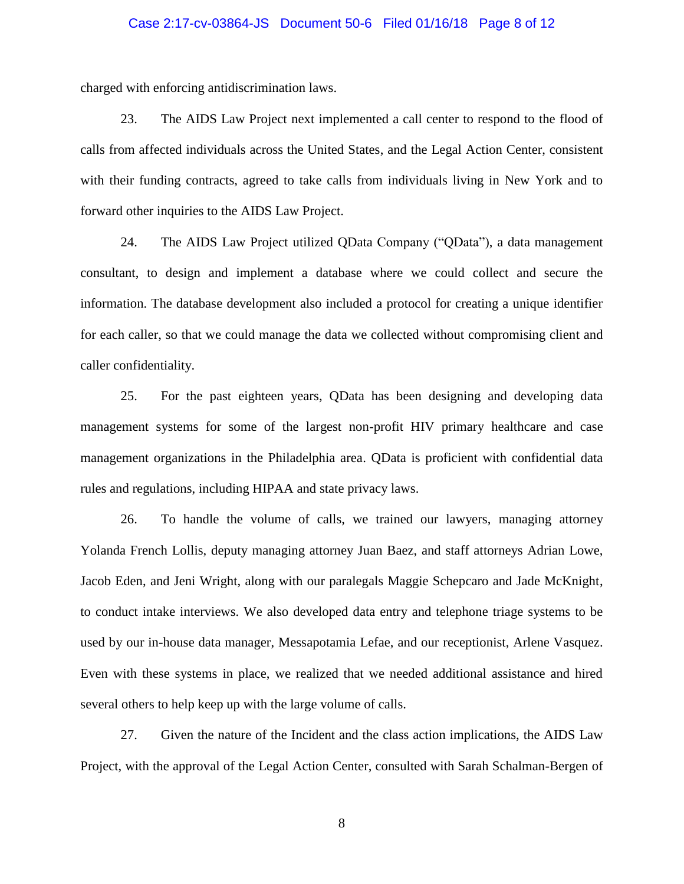charged with enforcing antidiscrimination laws.

23. The AIDS Law Project next implemented a call center to respond to the flood of calls from affected individuals across the United States, and the Legal Action Center, consistent with their funding contracts, agreed to take calls from individuals living in New York and to forward other inquiries to the AIDS Law Project.

24. The AIDS Law Project utilized QData Company ("QData"), a data management consultant, to design and implement a database where we could collect and secure the information. The database development also included a protocol for creating a unique identifier for each caller, so that we could manage the data we collected without compromising client and caller confidentiality.

25. For the past eighteen years, QData has been designing and developing data management systems for some of the largest non-profit HIV primary healthcare and case management organizations in the Philadelphia area. QData is proficient with confidential data rules and regulations, including HIPAA and state privacy laws.

26. To handle the volume of calls, we trained our lawyers, managing attorney Yolanda French Lollis, deputy managing attorney Juan Baez, and staff attorneys Adrian Lowe, Jacob Eden, and Jeni Wright, along with our paralegals Maggie Schepcaro and Jade McKnight, to conduct intake interviews. We also developed data entry and telephone triage systems to be used by our in-house data manager, Messapotamia Lefae, and our receptionist, Arlene Vasquez. Even with these systems in place, we realized that we needed additional assistance and hired several others to help keep up with the large volume of calls.

27. Given the nature of the Incident and the class action implications, the AIDS Law Project, with the approval of the Legal Action Center, consulted with Sarah Schalman-Bergen of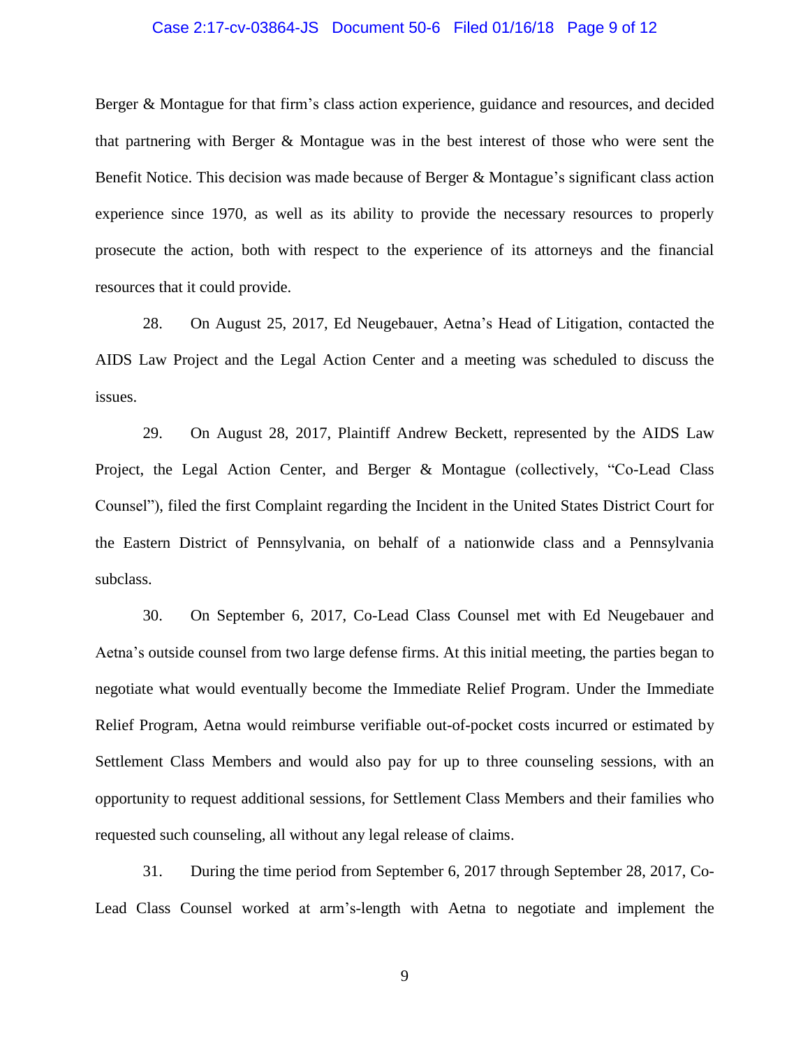Berger & Montague for that firm's class action experience, guidance and resources, and decided that partnering with Berger & Montague was in the best interest of those who were sent the Benefit Notice. This decision was made because of Berger & Montague's significant class action experience since 1970, as well as its ability to provide the necessary resources to properly prosecute the action, both with respect to the experience of its attorneys and the financial resources that it could provide.

28. On August 25, 2017, Ed Neugebauer, Aetna's Head of Litigation, contacted the AIDS Law Project and the Legal Action Center and a meeting was scheduled to discuss the issues.

29. On August 28, 2017, Plaintiff Andrew Beckett, represented by the AIDS Law Project, the Legal Action Center, and Berger & Montague (collectively, "Co-Lead Class Counsel"), filed the first Complaint regarding the Incident in the United States District Court for the Eastern District of Pennsylvania, on behalf of a nationwide class and a Pennsylvania subclass.

30. On September 6, 2017, Co-Lead Class Counsel met with Ed Neugebauer and Aetna's outside counsel from two large defense firms. At this initial meeting, the parties began to negotiate what would eventually become the Immediate Relief Program. Under the Immediate Relief Program, Aetna would reimburse verifiable out-of-pocket costs incurred or estimated by Settlement Class Members and would also pay for up to three counseling sessions, with an opportunity to request additional sessions, for Settlement Class Members and their families who requested such counseling, all without any legal release of claims.

31. During the time period from September 6, 2017 through September 28, 2017, Co-Lead Class Counsel worked at arm's-length with Aetna to negotiate and implement the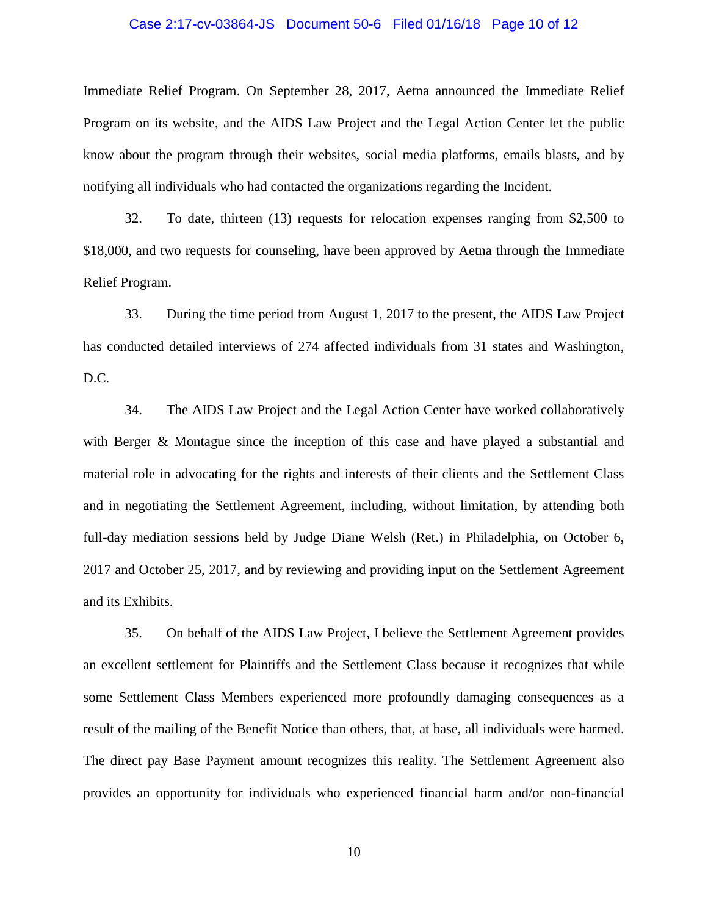Immediate Relief Program. On September 28, 2017, Aetna announced the Immediate Relief Program on its website, and the AIDS Law Project and the Legal Action Center let the public know about the program through their websites, social media platforms, emails blasts, and by notifying all individuals who had contacted the organizations regarding the Incident.

32. To date, thirteen (13) requests for relocation expenses ranging from $2,500 to $18,000, and two requests for counseling, have been approved by Aetna through the Immediate Relief Program.

33. During the time period from August 1, 2017 to the present, the AIDS Law Project has conducted detailed interviews of 274 affected individuals from 31 states and Washington, D.C.

34. The AIDS Law Project and the Legal Action Center have worked collaboratively with Berger & Montague since the inception of this case and have played a substantial and material role in advocating for the rights and interests of their clients and the Settlement Class and in negotiating the Settlement Agreement, including, without limitation, by attending both full-day mediation sessions held by Judge Diane Welsh (Ret.) in Philadelphia, on October 6, 2017 and October 25, 2017, and by reviewing and providing input on the Settlement Agreement and its Exhibits.

35. On behalf of the AIDS Law Project, I believe the Settlement Agreement provides an excellent settlement for Plaintiffs and the Settlement Class because it recognizes that while some Settlement Class Members experienced more profoundly damaging consequences as a result of the mailing of the Benefit Notice than others, that, at base, all individuals were harmed. The direct pay Base Payment amount recognizes this reality. The Settlement Agreement also provides an opportunity for individuals who experienced financial harm and/or non-financial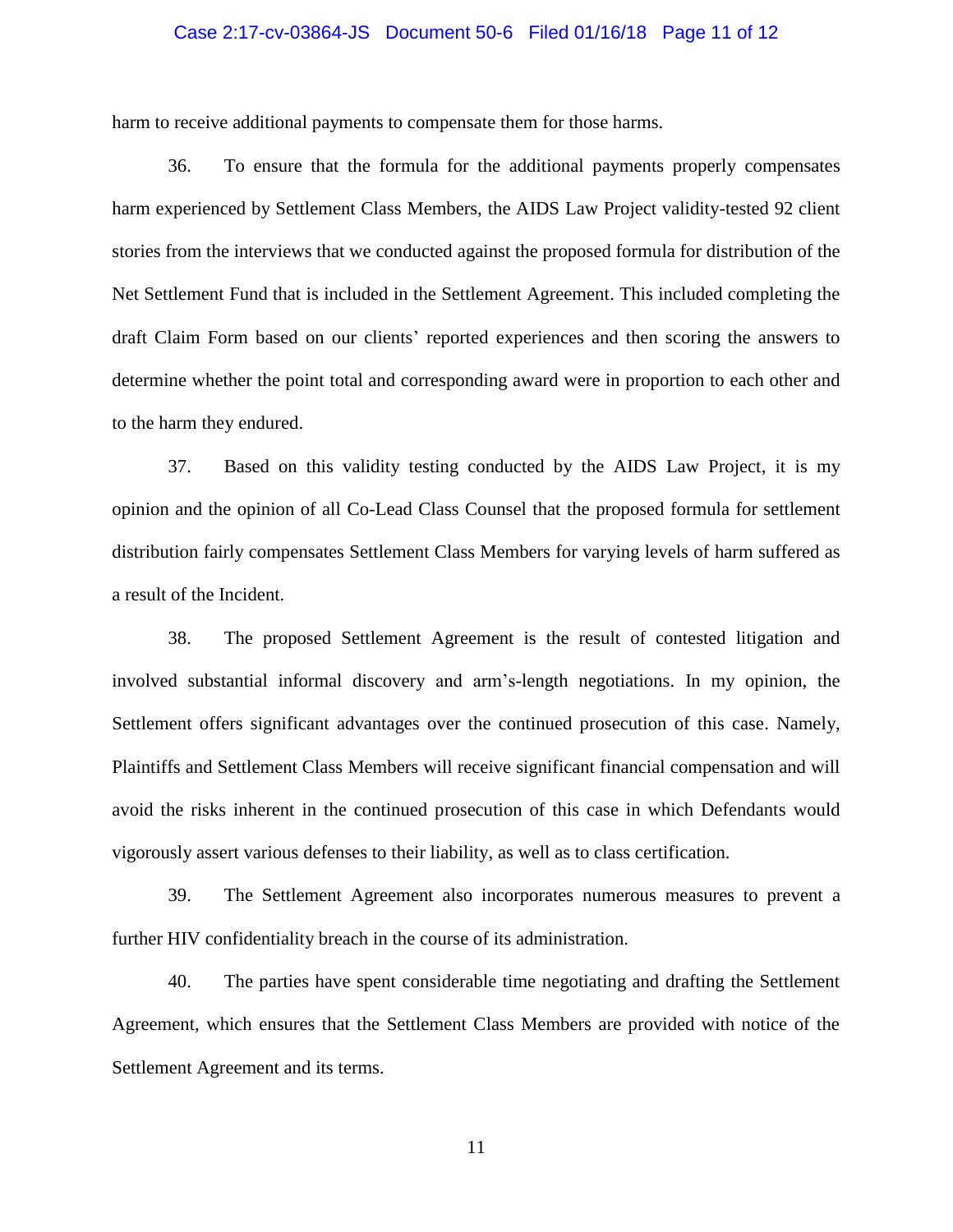harm to receive additional payments to compensate them for those harms.

36. To ensure that the formula for the additional payments properly compensates harm experienced by Settlement Class Members, the AIDS Law Project validity-tested 92 client stories from the interviews that we conducted against the proposed formula for distribution of the Net Settlement Fund that is included in the Settlement Agreement. This included completing the draft Claim Form based on our clients' reported experiences and then scoring the answers to determine whether the point total and corresponding award were in proportion to each other and to the harm they endured.

37. Based on this validity testing conducted by the AIDS Law Project, it is my opinion and the opinion of all Co-Lead Class Counsel that the proposed formula for settlement distribution fairly compensates Settlement Class Members for varying levels of harm suffered as a result of the Incident.

38. The proposed Settlement Agreement is the result of contested litigation and involved substantial informal discovery and arm's-length negotiations. In my opinion, the Settlement offers significant advantages over the continued prosecution of this case. Namely, Plaintiffs and Settlement Class Members will receive significant financial compensation and will avoid the risks inherent in the continued prosecution of this case in which Defendants would vigorously assert various defenses to their liability, as well as to class certification.

39. The Settlement Agreement also incorporates numerous measures to prevent a further HIV confidentiality breach in the course of its administration.

40. The parties have spent considerable time negotiating and drafting the Settlement Agreement, which ensures that the Settlement Class Members are provided with notice of the Settlement Agreement and its terms.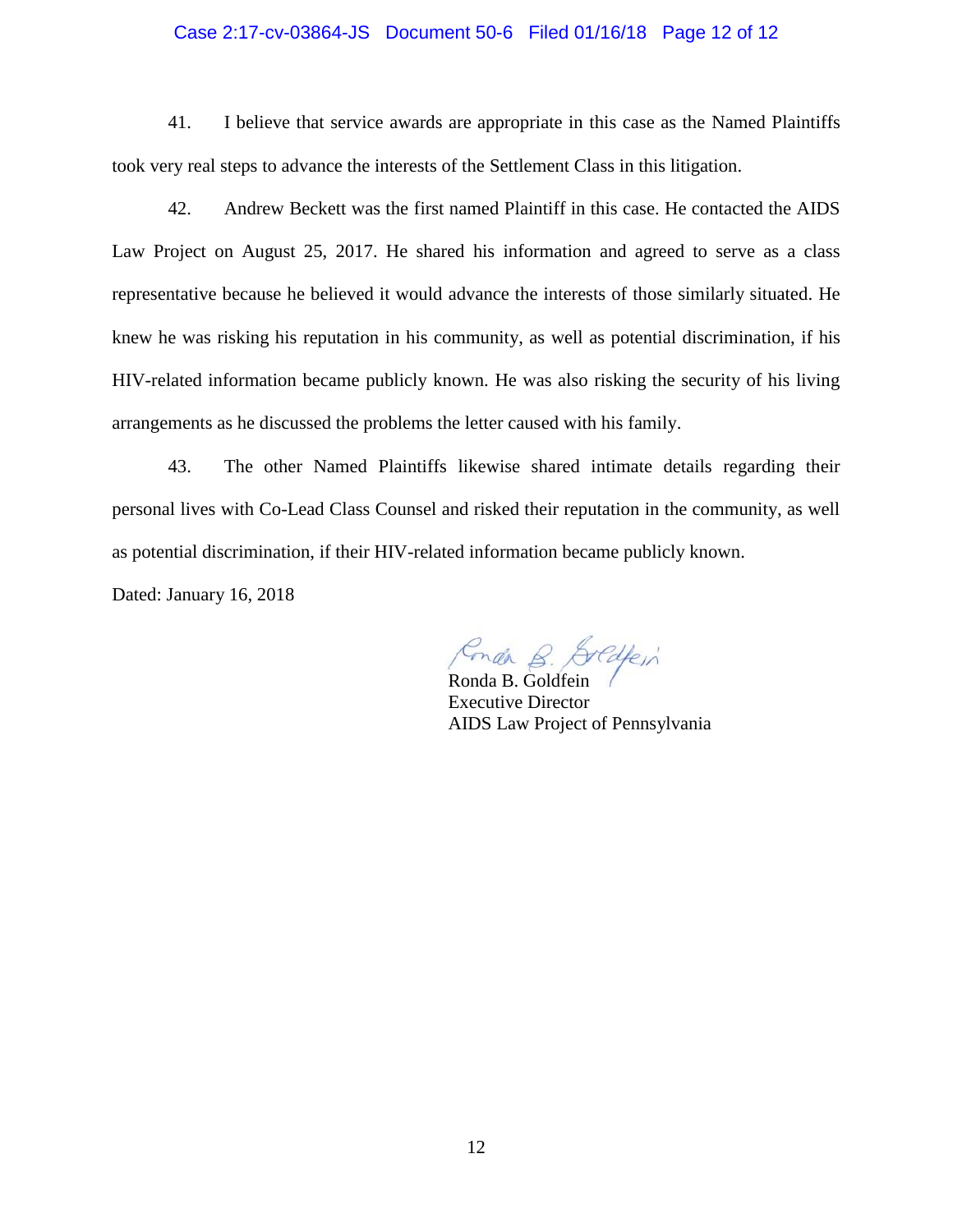41. I believe that service awards are appropriate in this case as the Named Plaintiffs took very real steps to advance the interests of the Settlement Class in this litigation.

42. Andrew Beckett was the first named Plaintiff in this case. He contacted the AIDS Law Project on August 25, 2017. He shared his information and agreed to serve as a class representative because he believed it would advance the interests of those similarly situated. He knew he was risking his reputation in his community, as well as potential discrimination, if his HIV-related information became publicly known. He was also risking the security of his living arrangements as he discussed the problems the letter caused with his family.

43. The other Named Plaintiffs likewise shared intimate details regarding their personal lives with Co-Lead Class Counsel and risked their reputation in the community, as well as potential discrimination, if their HIV-related information became publicly known.

Dated: January 16, 2018

Ronda B. Goldfein
Executive Director
AIDS Law Project of Pennsylvania